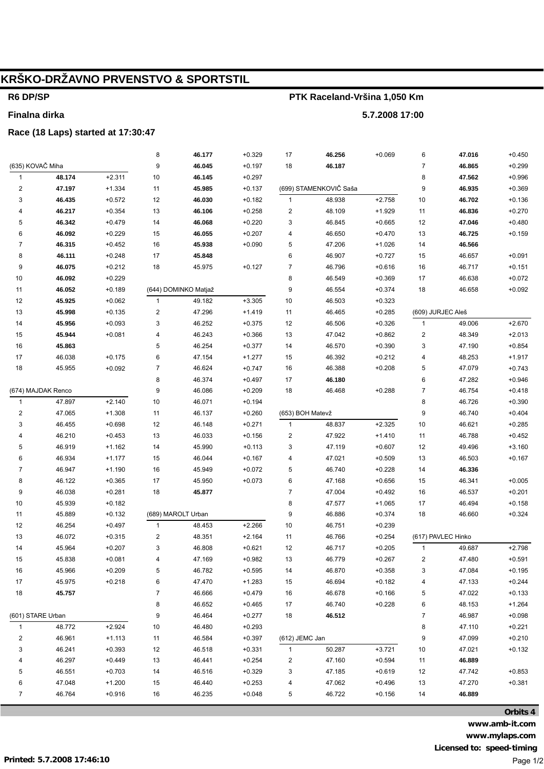# KRŠKO-DRŽAVNO PRVENSTVO & SPORTSTIL

**R6 DP/SP** — **PTK Raceland-Vršina 1,050 Km**

**Finalna dirka** — **5.7.2008 17:00**

**Race (18 Laps) started at 17:30:47**

### (635) KOVAČ Miha

| Lap | Time | Diff |
|---|---|---|
| 1 | **48.174** | +2.311 |
| 2 | **47.197** | +1.334 |
| 3 | **46.435** | +0.572 |
| 4 | **46.217** | +0.354 |
| 5 | **46.342** | +0.479 |
| 6 | **46.092** | +0.229 |
| 7 | **46.315** | +0.452 |
| 8 | **46.111** | +0.248 |
| 9 | **46.075** | +0.212 |
| 10 | **46.092** | +0.229 |
| 11 | **46.052** | +0.189 |
| 12 | **45.925** | +0.062 |
| 13 | **45.998** | +0.135 |
| 14 | **45.956** | +0.093 |
| 15 | **45.944** | +0.081 |
| 16 | **45.863** | |
| 17 | 46.038 | +0.175 |
| 18 | 45.955 | +0.092 |

### (674) MAJDAK Renco

| Lap | Time | Diff |
|---|---|---|
| 1 | 47.897 | +2.140 |
| 2 | 47.065 | +1.308 |
| 3 | 46.455 | +0.698 |
| 4 | 46.210 | +0.453 |
| 5 | 46.919 | +1.162 |
| 6 | 46.934 | +1.177 |
| 7 | 46.947 | +1.190 |
| 8 | 46.122 | +0.365 |
| 9 | 46.038 | +0.281 |
| 10 | 45.939 | +0.182 |
| 11 | 45.889 | +0.132 |
| 12 | 46.254 | +0.497 |
| 13 | 46.072 | +0.315 |
| 14 | 45.964 | +0.207 |
| 15 | 45.838 | +0.081 |
| 16 | 45.966 | +0.209 |
| 17 | 45.975 | +0.218 |
| 18 | **45.757** | |

### (601) STARE Urban

| Lap | Time | Diff |
|---|---|---|
| 1 | 48.772 | +2.924 |
| 2 | 46.961 | +1.113 |
| 3 | 46.241 | +0.393 |
| 4 | 46.297 | +0.449 |
| 5 | 46.551 | +0.703 |
| 6 | 47.048 | +1.200 |
| 7 | 46.764 | +0.916 |
| 8 | **46.177** | +0.329 |
| 9 | **46.045** | +0.197 |
| 10 | **46.145** | +0.297 |
| 11 | **45.985** | +0.137 |
| 12 | **46.030** | +0.182 |
| 13 | **46.106** | +0.258 |
| 14 | **46.068** | +0.220 |
| 15 | **46.055** | +0.207 |
| 16 | **45.938** | +0.090 |
| 17 | **45.848** | |
| 18 | 45.975 | +0.127 |

### (644) DOMINKO Matjaž

| Lap | Time | Diff |
|---|---|---|
| 1 | 49.182 | +3.305 |
| 2 | 47.296 | +1.419 |
| 3 | 46.252 | +0.375 |
| 4 | 46.243 | +0.366 |
| 5 | 46.254 | +0.377 |
| 6 | 47.154 | +1.277 |
| 7 | 46.624 | +0.747 |
| 8 | 46.374 | +0.497 |
| 9 | 46.086 | +0.209 |
| 10 | 46.071 | +0.194 |
| 11 | 46.137 | +0.260 |
| 12 | 46.148 | +0.271 |
| 13 | 46.033 | +0.156 |
| 14 | 45.990 | +0.113 |
| 15 | 46.044 | +0.167 |
| 16 | 45.949 | +0.072 |
| 17 | 45.950 | +0.073 |
| 18 | **45.877** | |

### (689) MAROLT Urban

| Lap | Time | Diff |
|---|---|---|
| 1 | 48.453 | +2.266 |
| 2 | 48.351 | +2.164 |
| 3 | 46.808 | +0.621 |
| 4 | 47.169 | +0.982 |
| 5 | 46.782 | +0.595 |
| 6 | 47.470 | +1.283 |
| 7 | 46.666 | +0.479 |
| 8 | 46.652 | +0.465 |
| 9 | 46.464 | +0.277 |
| 10 | 46.480 | +0.293 |
| 11 | 46.584 | +0.397 |
| 12 | 46.518 | +0.331 |
| 13 | 46.441 | +0.254 |
| 14 | 46.516 | +0.329 |
| 15 | 46.440 | +0.253 |
| 16 | 46.235 | +0.048 |
| 17 | **46.256** | +0.069 |
| 18 | **46.187** | |

### (699) STAMENKOVIČ Saša

| Lap | Time | Diff |
|---|---|---|
| 1 | 48.938 | +2.758 |
| 2 | 48.109 | +1.929 |
| 3 | 46.845 | +0.665 |
| 4 | 46.650 | +0.470 |
| 5 | 47.206 | +1.026 |
| 6 | 46.907 | +0.727 |
| 7 | 46.796 | +0.616 |
| 8 | 46.549 | +0.369 |
| 9 | 46.554 | +0.374 |
| 10 | 46.503 | +0.323 |
| 11 | 46.465 | +0.285 |
| 12 | 46.506 | +0.326 |
| 13 | 47.042 | +0.862 |
| 14 | 46.570 | +0.390 |
| 15 | 46.392 | +0.212 |
| 16 | 46.388 | +0.208 |
| 17 | **46.180** | |
| 18 | 46.468 | +0.288 |

### (653) BOH Matevž

| Lap | Time | Diff |
|---|---|---|
| 1 | 48.837 | +2.325 |
| 2 | 47.922 | +1.410 |
| 3 | 47.119 | +0.607 |
| 4 | 47.021 | +0.509 |
| 5 | 46.740 | +0.228 |
| 6 | 47.168 | +0.656 |
| 7 | 47.004 | +0.492 |
| 8 | 47.577 | +1.065 |
| 9 | 46.886 | +0.374 |
| 10 | 46.751 | +0.239 |
| 11 | 46.766 | +0.254 |
| 12 | 46.717 | +0.205 |
| 13 | 46.779 | +0.267 |
| 14 | 46.870 | +0.358 |
| 15 | 46.694 | +0.182 |
| 16 | 46.678 | +0.166 |
| 17 | 46.740 | +0.228 |
| 18 | **46.512** | |

### (612) JEMC Jan

| Lap | Time | Diff |
|---|---|---|
| 1 | 50.287 | +3.721 |
| 2 | 47.160 | +0.594 |
| 3 | 47.185 | +0.619 |
| 4 | 47.062 | +0.496 |
| 5 | 46.722 | +0.156 |
| 6 | **47.016** | +0.450 |
| 7 | **46.865** | +0.299 |
| 8 | **47.562** | +0.996 |
| 9 | **46.935** | +0.369 |
| 10 | **46.702** | +0.136 |
| 11 | **46.836** | +0.270 |
| 12 | **47.046** | +0.480 |
| 13 | **46.725** | +0.159 |
| 14 | **46.566** | |
| 15 | 46.657 | +0.091 |
| 16 | 46.717 | +0.151 |
| 17 | 46.638 | +0.072 |
| 18 | 46.658 | +0.092 |

### (609) JURJEC Aleš

| Lap | Time | Diff |
|---|---|---|
| 1 | 49.006 | +2.670 |
| 2 | 48.349 | +2.013 |
| 3 | 47.190 | +0.854 |
| 4 | 48.253 | +1.917 |
| 5 | 47.079 | +0.743 |
| 6 | 47.282 | +0.946 |
| 7 | 46.754 | +0.418 |
| 8 | 46.726 | +0.390 |
| 9 | 46.740 | +0.404 |
| 10 | 46.621 | +0.285 |
| 11 | 46.788 | +0.452 |
| 12 | 49.496 | +3.160 |
| 13 | 46.503 | +0.167 |
| 14 | **46.336** | |
| 15 | 46.341 | +0.005 |
| 16 | 46.537 | +0.201 |
| 17 | 46.494 | +0.158 |
| 18 | 46.660 | +0.324 |

### (617) PAVLEC Hinko

| Lap | Time | Diff |
|---|---|---|
| 1 | 49.687 | +2.798 |
| 2 | 47.480 | +0.591 |
| 3 | 47.084 | +0.195 |
| 4 | 47.133 | +0.244 |
| 5 | 47.022 | +0.133 |
| 6 | 48.153 | +1.264 |
| 7 | 46.987 | +0.098 |
| 8 | 47.110 | +0.221 |
| 9 | 47.099 | +0.210 |
| 10 | 47.021 | +0.132 |
| 11 | **46.889** | |
| 12 | 47.742 | +0.853 |
| 13 | 47.270 | +0.381 |
| 14 | **46.889** | |

**Orbits 4**
**www.amb-it.com**
**www.mylaps.com**
**Licensed to: speed-timing**

**Printed: 5.7.2008 17:46:10**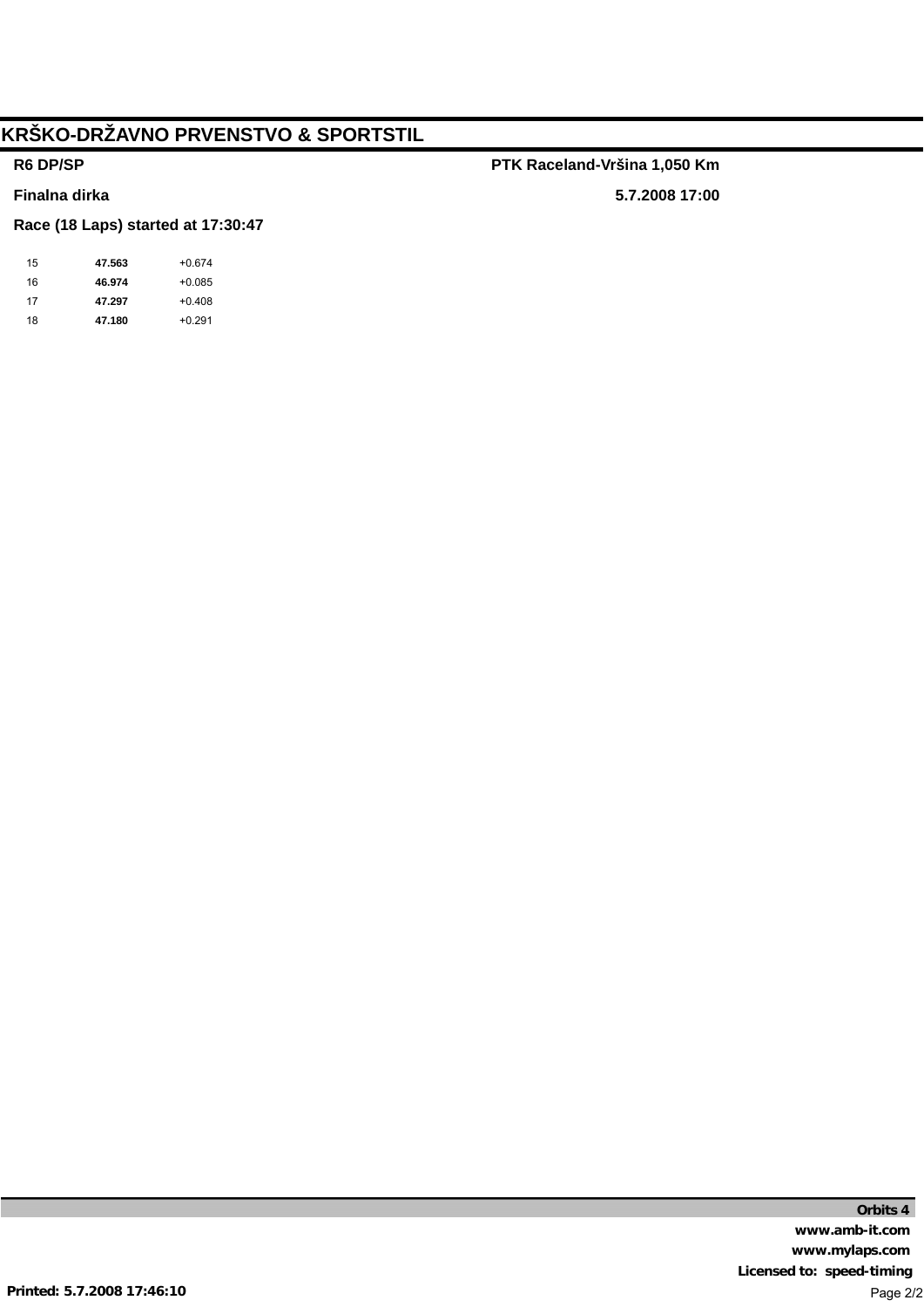# KRŠKO-DRŽAVNO PRVENSTVO & SPORTSTIL

**R6 DP/SP** **PTK Raceland-Vršina 1,050 Km**

**Finalna dirka** **5.7.2008 17:00**

**Race (18 Laps) started at 17:30:47**

| | | |
|---|---|---|
| 15 | **47.563** | +0.674 |
| 16 | **46.974** | +0.085 |
| 17 | **47.297** | +0.408 |
| 18 | **47.180** | +0.291 |

**Orbits 4**
**www.amb-it.com**
**www.mylaps.com**
**Licensed to: speed-timing**

**Printed: 5.7.2008 17:46:10**